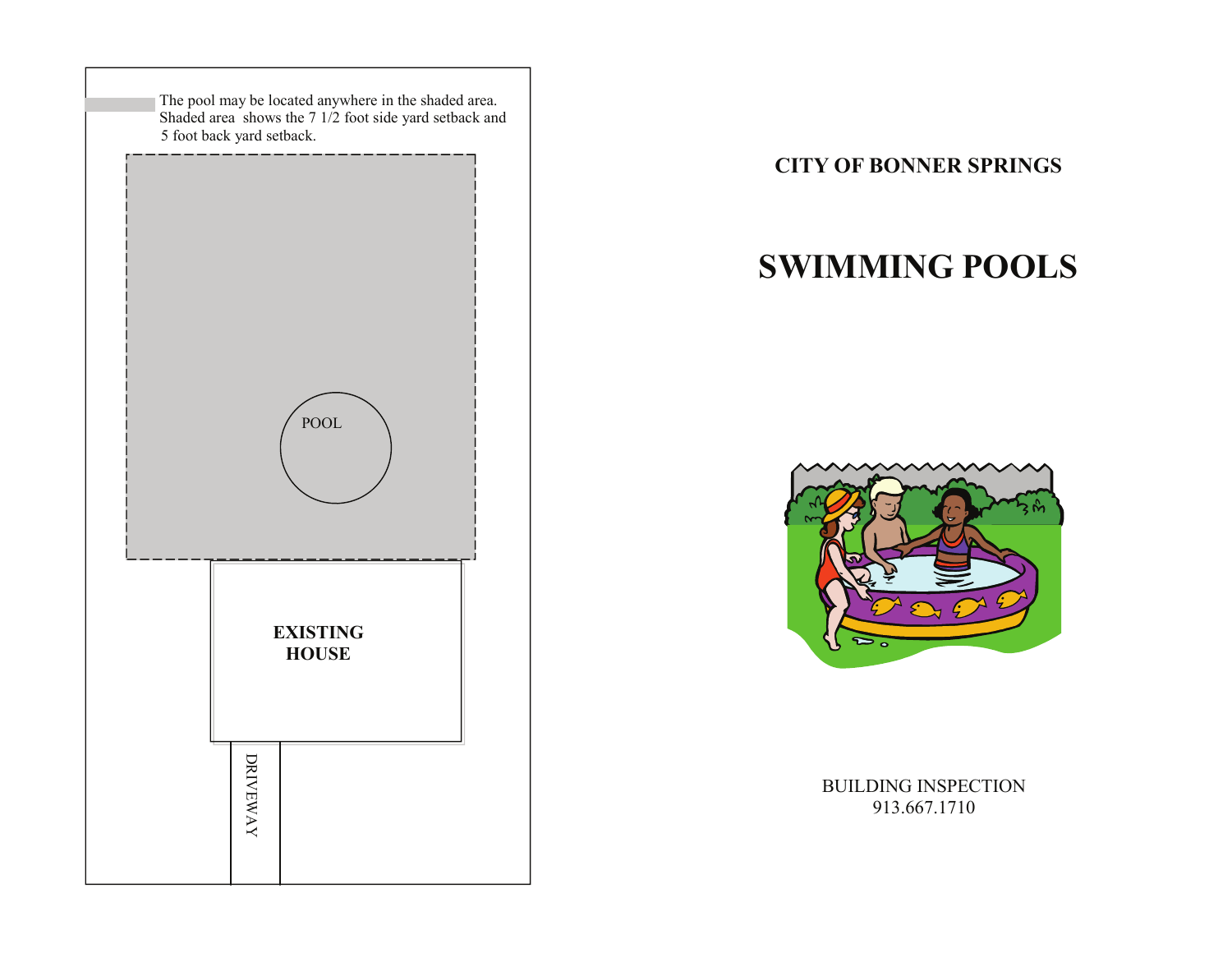The pool may be located anywhere in the shaded area. Shaded area shows the 7 1/2 foot side yard setback and 5 foot back yard setback.

POOL

**EXISTING HOUSE**

DRIVEWAY

**CITY OF BONNER SPRINGS**

# SWIMMING POOLS

BUILDING INSPECTION
913.667.1710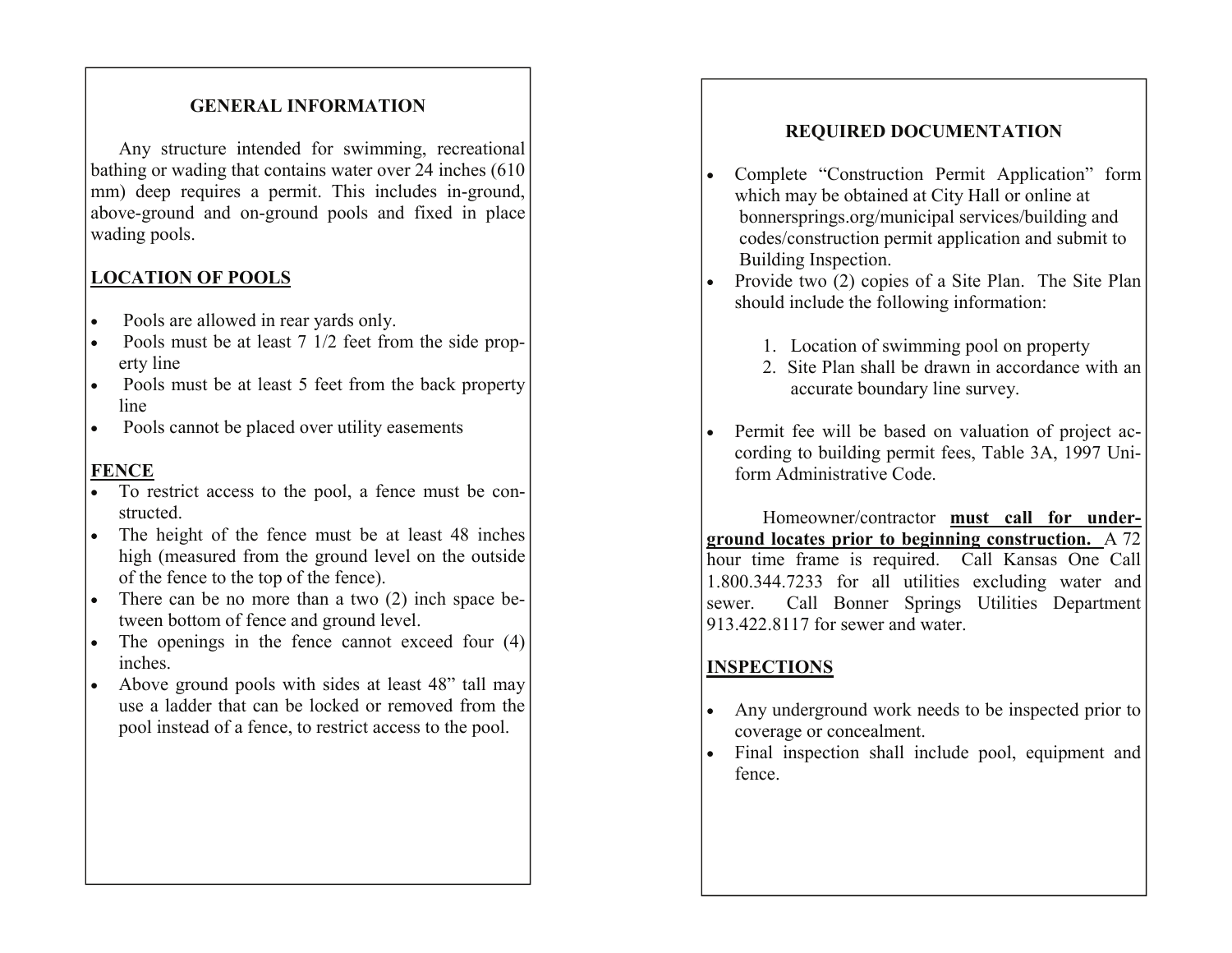## GENERAL INFORMATION

Any structure intended for swimming, recreational bathing or wading that contains water over 24 inches (610 mm) deep requires a permit. This includes in-ground, above-ground and on-ground pools and fixed in place wading pools.

## LOCATION OF POOLS

- Pools are allowed in rear yards only.
- Pools must be at least 7 1/2 feet from the side property line
- Pools must be at least 5 feet from the back property line
- Pools cannot be placed over utility easements

## FENCE

- To restrict access to the pool, a fence must be constructed.
- The height of the fence must be at least 48 inches high (measured from the ground level on the outside of the fence to the top of the fence).
- There can be no more than a two (2) inch space between bottom of fence and ground level.
- The openings in the fence cannot exceed four (4) inches.
- Above ground pools with sides at least 48" tall may use a ladder that can be locked or removed from the pool instead of a fence, to restrict access to the pool.

## REQUIRED DOCUMENTATION

- Complete "Construction Permit Application" form which may be obtained at City Hall or online at bonnersprings.org/municipal services/building and codes/construction permit application and submit to Building Inspection.
- Provide two (2) copies of a Site Plan. The Site Plan should include the following information:
  1. Location of swimming pool on property
  2. Site Plan shall be drawn in accordance with an accurate boundary line survey.
- Permit fee will be based on valuation of project according to building permit fees, Table 3A, 1997 Uniform Administrative Code.

Homeowner/contractor **must call for underground locates prior to beginning construction.** A 72 hour time frame is required. Call Kansas One Call 1.800.344.7233 for all utilities excluding water and sewer. Call Bonner Springs Utilities Department 913.422.8117 for sewer and water.

## INSPECTIONS

- Any underground work needs to be inspected prior to coverage or concealment.
- Final inspection shall include pool, equipment and fence.